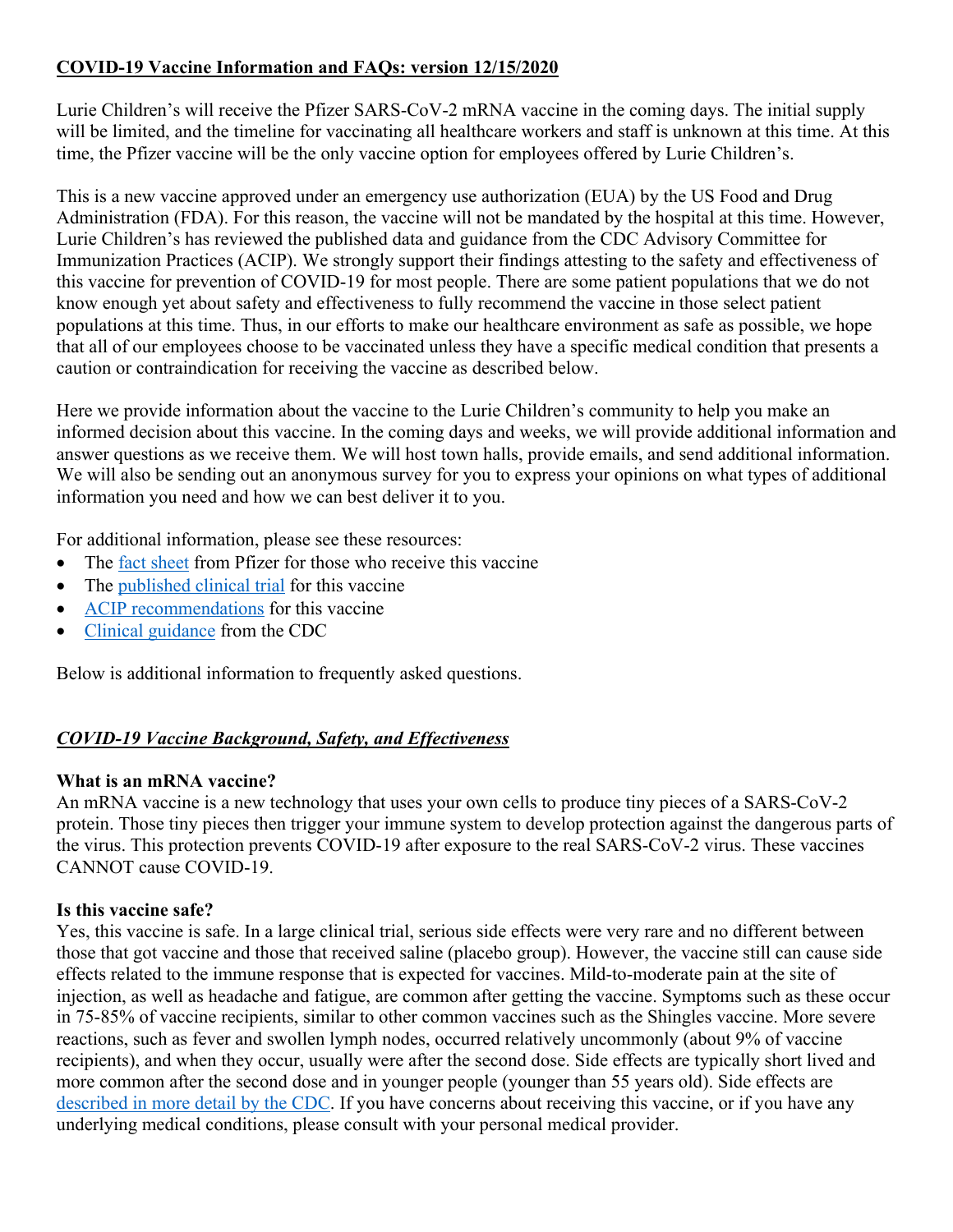# **COVID-19 Vaccine Information and FAQs: version 12/15/2020**

Lurie Children's will receive the Pfizer SARS-CoV-2 mRNA vaccine in the coming days. The initial supply will be limited, and the timeline for vaccinating all healthcare workers and staff is unknown at this time. At this time, the Pfizer vaccine will be the only vaccine option for employees offered by Lurie Children's.

This is a new vaccine approved under an emergency use authorization (EUA) by the US Food and Drug Administration (FDA). For this reason, the vaccine will not be mandated by the hospital at this time. However, Lurie Children's has reviewed the published data and guidance from the CDC Advisory Committee for Immunization Practices (ACIP). We strongly support their findings attesting to the safety and effectiveness of this vaccine for prevention of COVID-19 for most people. There are some patient populations that we do not know enough yet about safety and effectiveness to fully recommend the vaccine in those select patient populations at this time. Thus, in our efforts to make our healthcare environment as safe as possible, we hope that all of our employees choose to be vaccinated unless they have a specific medical condition that presents a caution or contraindication for receiving the vaccine as described below.

Here we provide information about the vaccine to the Lurie Children's community to help you make an informed decision about this vaccine. In the coming days and weeks, we will provide additional information and answer questions as we receive them. We will host town halls, provide emails, and send additional information. We will also be sending out an anonymous survey for you to express your opinions on what types of additional information you need and how we can best deliver it to you.

For additional information, please see these resources:

- The fact sheet from Pfizer for those who receive this vaccine
- The published clinical trial for this vaccine
- ACIP recommendations for this vaccine
- Clinical guidance from the CDC

Below is additional information to frequently asked questions.

## ***COVID-19 Vaccine Background, Safety, and Effectiveness***

### **What is an mRNA vaccine?**

An mRNA vaccine is a new technology that uses your own cells to produce tiny pieces of a SARS-CoV-2 protein. Those tiny pieces then trigger your immune system to develop protection against the dangerous parts of the virus. This protection prevents COVID-19 after exposure to the real SARS-CoV-2 virus. These vaccines CANNOT cause COVID-19.

### **Is this vaccine safe?**

Yes, this vaccine is safe. In a large clinical trial, serious side effects were very rare and no different between those that got vaccine and those that received saline (placebo group). However, the vaccine still can cause side effects related to the immune response that is expected for vaccines. Mild-to-moderate pain at the site of injection, as well as headache and fatigue, are common after getting the vaccine. Symptoms such as these occur in 75-85% of vaccine recipients, similar to other common vaccines such as the Shingles vaccine. More severe reactions, such as fever and swollen lymph nodes, occurred relatively uncommonly (about 9% of vaccine recipients), and when they occur, usually were after the second dose. Side effects are typically short lived and more common after the second dose and in younger people (younger than 55 years old). Side effects are described in more detail by the CDC. If you have concerns about receiving this vaccine, or if you have any underlying medical conditions, please consult with your personal medical provider.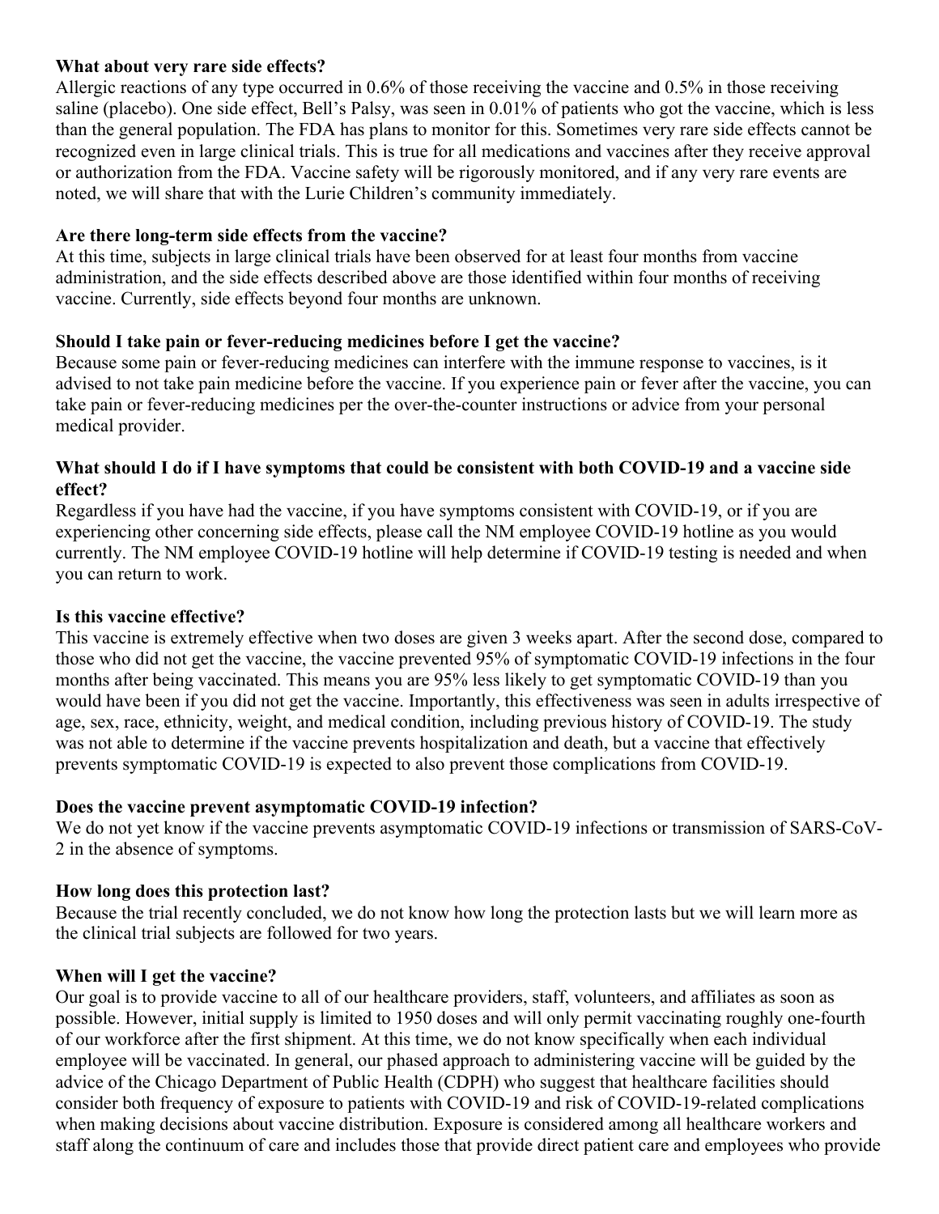**What about very rare side effects?**

Allergic reactions of any type occurred in 0.6% of those receiving the vaccine and 0.5% in those receiving saline (placebo). One side effect, Bell's Palsy, was seen in 0.01% of patients who got the vaccine, which is less than the general population. The FDA has plans to monitor for this. Sometimes very rare side effects cannot be recognized even in large clinical trials. This is true for all medications and vaccines after they receive approval or authorization from the FDA. Vaccine safety will be rigorously monitored, and if any very rare events are noted, we will share that with the Lurie Children's community immediately.

**Are there long-term side effects from the vaccine?**

At this time, subjects in large clinical trials have been observed for at least four months from vaccine administration, and the side effects described above are those identified within four months of receiving vaccine. Currently, side effects beyond four months are unknown.

**Should I take pain or fever-reducing medicines before I get the vaccine?**

Because some pain or fever-reducing medicines can interfere with the immune response to vaccines, is it advised to not take pain medicine before the vaccine. If you experience pain or fever after the vaccine, you can take pain or fever-reducing medicines per the over-the-counter instructions or advice from your personal medical provider.

**What should I do if I have symptoms that could be consistent with both COVID-19 and a vaccine side effect?**

Regardless if you have had the vaccine, if you have symptoms consistent with COVID-19, or if you are experiencing other concerning side effects, please call the NM employee COVID-19 hotline as you would currently. The NM employee COVID-19 hotline will help determine if COVID-19 testing is needed and when you can return to work.

**Is this vaccine effective?**

This vaccine is extremely effective when two doses are given 3 weeks apart. After the second dose, compared to those who did not get the vaccine, the vaccine prevented 95% of symptomatic COVID-19 infections in the four months after being vaccinated. This means you are 95% less likely to get symptomatic COVID-19 than you would have been if you did not get the vaccine. Importantly, this effectiveness was seen in adults irrespective of age, sex, race, ethnicity, weight, and medical condition, including previous history of COVID-19. The study was not able to determine if the vaccine prevents hospitalization and death, but a vaccine that effectively prevents symptomatic COVID-19 is expected to also prevent those complications from COVID-19.

**Does the vaccine prevent asymptomatic COVID-19 infection?**

We do not yet know if the vaccine prevents asymptomatic COVID-19 infections or transmission of SARS-CoV-2 in the absence of symptoms.

**How long does this protection last?**

Because the trial recently concluded, we do not know how long the protection lasts but we will learn more as the clinical trial subjects are followed for two years.

**When will I get the vaccine?**

Our goal is to provide vaccine to all of our healthcare providers, staff, volunteers, and affiliates as soon as possible. However, initial supply is limited to 1950 doses and will only permit vaccinating roughly one-fourth of our workforce after the first shipment. At this time, we do not know specifically when each individual employee will be vaccinated. In general, our phased approach to administering vaccine will be guided by the advice of the Chicago Department of Public Health (CDPH) who suggest that healthcare facilities should consider both frequency of exposure to patients with COVID-19 and risk of COVID-19-related complications when making decisions about vaccine distribution. Exposure is considered among all healthcare workers and staff along the continuum of care and includes those that provide direct patient care and employees who provide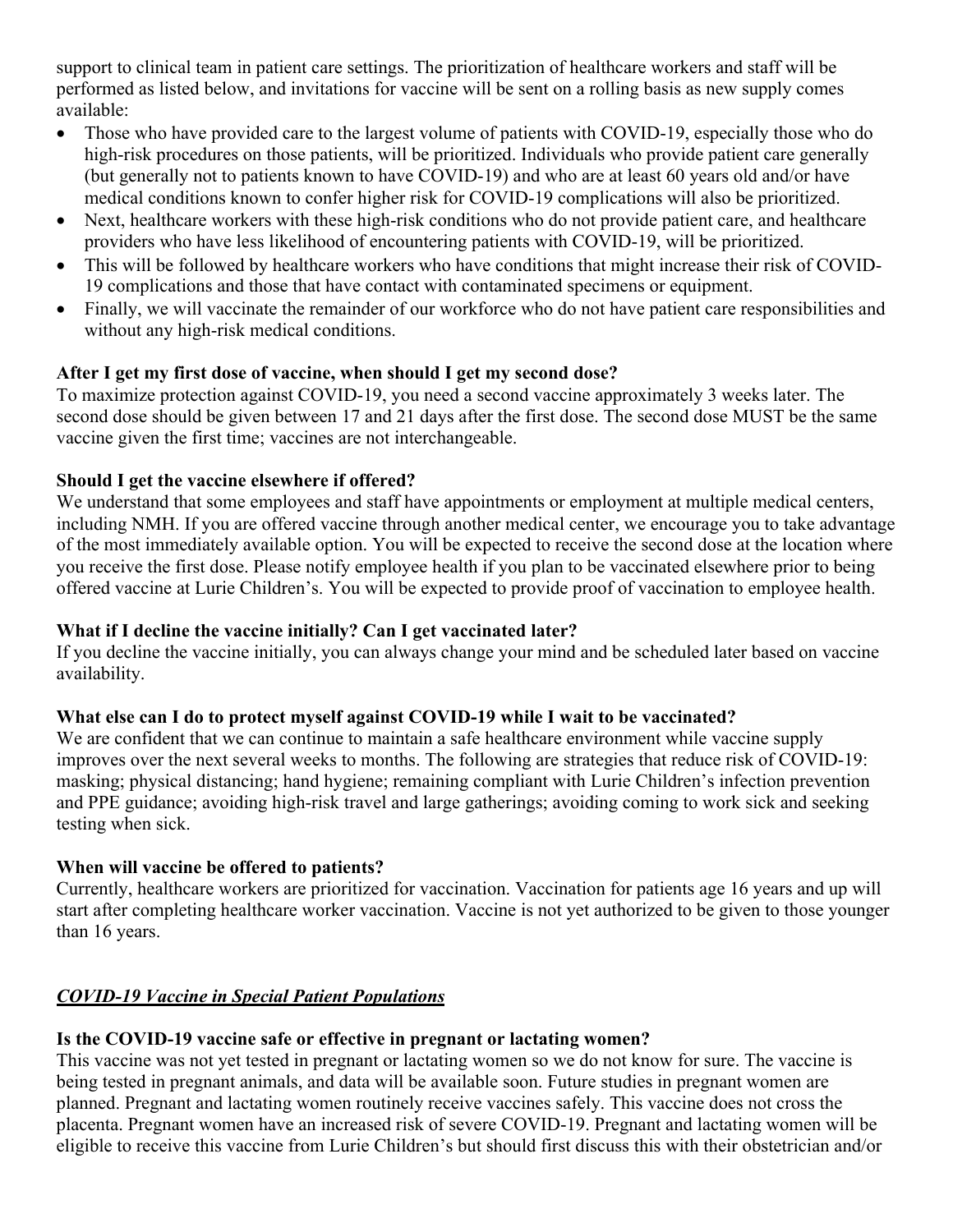support to clinical team in patient care settings. The prioritization of healthcare workers and staff will be performed as listed below, and invitations for vaccine will be sent on a rolling basis as new supply comes available:

- Those who have provided care to the largest volume of patients with COVID-19, especially those who do high-risk procedures on those patients, will be prioritized. Individuals who provide patient care generally (but generally not to patients known to have COVID-19) and who are at least 60 years old and/or have medical conditions known to confer higher risk for COVID-19 complications will also be prioritized.
- Next, healthcare workers with these high-risk conditions who do not provide patient care, and healthcare providers who have less likelihood of encountering patients with COVID-19, will be prioritized.
- This will be followed by healthcare workers who have conditions that might increase their risk of COVID-19 complications and those that have contact with contaminated specimens or equipment.
- Finally, we will vaccinate the remainder of our workforce who do not have patient care responsibilities and without any high-risk medical conditions.

**After I get my first dose of vaccine, when should I get my second dose?**
To maximize protection against COVID-19, you need a second vaccine approximately 3 weeks later. The second dose should be given between 17 and 21 days after the first dose. The second dose MUST be the same vaccine given the first time; vaccines are not interchangeable.

**Should I get the vaccine elsewhere if offered?**
We understand that some employees and staff have appointments or employment at multiple medical centers, including NMH. If you are offered vaccine through another medical center, we encourage you to take advantage of the most immediately available option. You will be expected to receive the second dose at the location where you receive the first dose. Please notify employee health if you plan to be vaccinated elsewhere prior to being offered vaccine at Lurie Children's. You will be expected to provide proof of vaccination to employee health.

**What if I decline the vaccine initially? Can I get vaccinated later?**
If you decline the vaccine initially, you can always change your mind and be scheduled later based on vaccine availability.

**What else can I do to protect myself against COVID-19 while I wait to be vaccinated?**
We are confident that we can continue to maintain a safe healthcare environment while vaccine supply improves over the next several weeks to months. The following are strategies that reduce risk of COVID-19: masking; physical distancing; hand hygiene; remaining compliant with Lurie Children's infection prevention and PPE guidance; avoiding high-risk travel and large gatherings; avoiding coming to work sick and seeking testing when sick.

**When will vaccine be offered to patients?**
Currently, healthcare workers are prioritized for vaccination. Vaccination for patients age 16 years and up will start after completing healthcare worker vaccination. Vaccine is not yet authorized to be given to those younger than 16 years.

## ***COVID-19 Vaccine in Special Patient Populations***

**Is the COVID-19 vaccine safe or effective in pregnant or lactating women?**
This vaccine was not yet tested in pregnant or lactating women so we do not know for sure. The vaccine is being tested in pregnant animals, and data will be available soon. Future studies in pregnant women are planned. Pregnant and lactating women routinely receive vaccines safely. This vaccine does not cross the placenta. Pregnant women have an increased risk of severe COVID-19. Pregnant and lactating women will be eligible to receive this vaccine from Lurie Children's but should first discuss this with their obstetrician and/or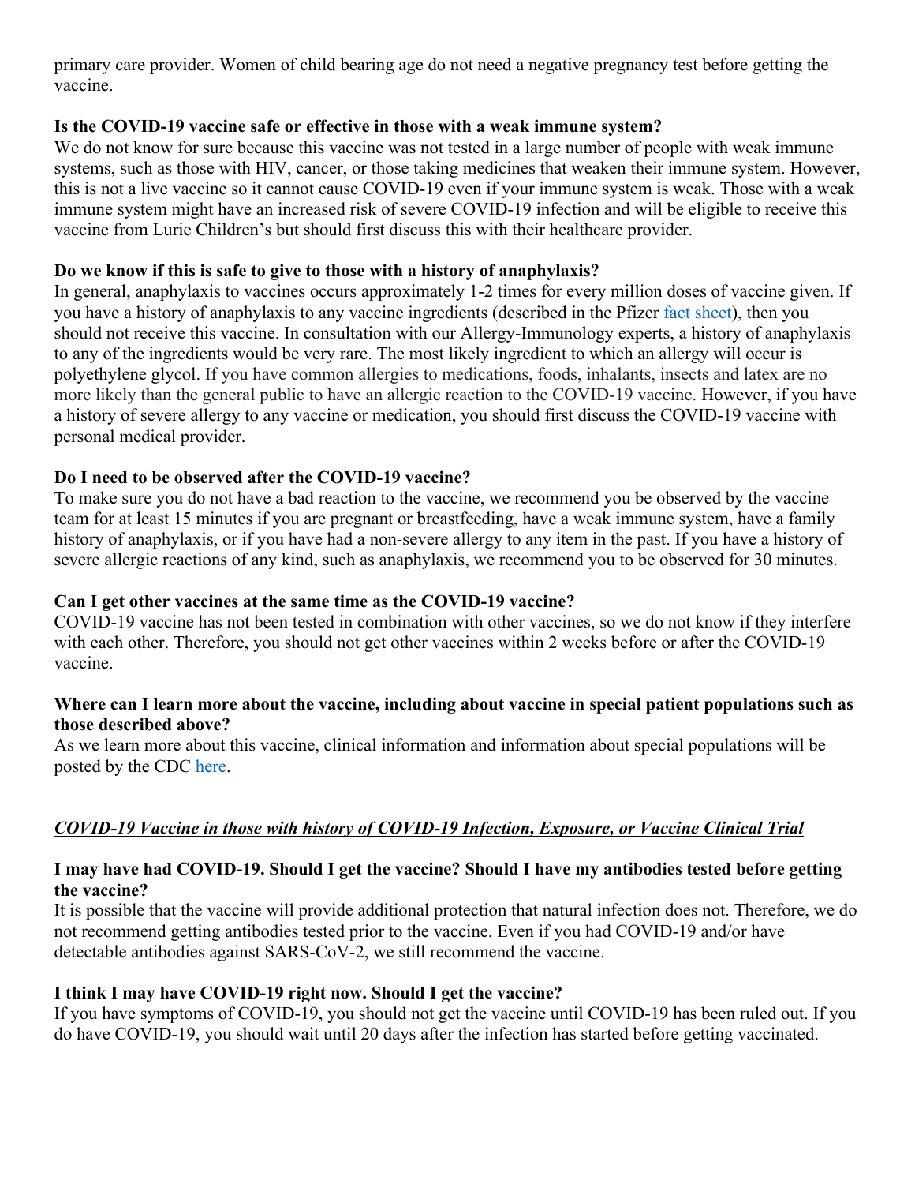primary care provider. Women of child bearing age do not need a negative pregnancy test before getting the vaccine.

**Is the COVID-19 vaccine safe or effective in those with a weak immune system?**

We do not know for sure because this vaccine was not tested in a large number of people with weak immune systems, such as those with HIV, cancer, or those taking medicines that weaken their immune system. However, this is not a live vaccine so it cannot cause COVID-19 even if your immune system is weak. Those with a weak immune system might have an increased risk of severe COVID-19 infection and will be eligible to receive this vaccine from Lurie Children's but should first discuss this with their healthcare provider.

**Do we know if this is safe to give to those with a history of anaphylaxis?**

In general, anaphylaxis to vaccines occurs approximately 1-2 times for every million doses of vaccine given. If you have a history of anaphylaxis to any vaccine ingredients (described in the Pfizer [fact sheet]), then you should not receive this vaccine. In consultation with our Allergy-Immunology experts, a history of anaphylaxis to any of the ingredients would be very rare. The most likely ingredient to which an allergy will occur is polyethylene glycol. If you have common allergies to medications, foods, inhalants, insects and latex are no more likely than the general public to have an allergic reaction to the COVID-19 vaccine. However, if you have a history of severe allergy to any vaccine or medication, you should first discuss the COVID-19 vaccine with personal medical provider.

**Do I need to be observed after the COVID-19 vaccine?**

To make sure you do not have a bad reaction to the vaccine, we recommend you be observed by the vaccine team for at least 15 minutes if you are pregnant or breastfeeding, have a weak immune system, have a family history of anaphylaxis, or if you have had a non-severe allergy to any item in the past. If you have a history of severe allergic reactions of any kind, such as anaphylaxis, we recommend you to be observed for 30 minutes.

**Can I get other vaccines at the same time as the COVID-19 vaccine?**

COVID-19 vaccine has not been tested in combination with other vaccines, so we do not know if they interfere with each other. Therefore, you should not get other vaccines within 2 weeks before or after the COVID-19 vaccine.

**Where can I learn more about the vaccine, including about vaccine in special patient populations such as those described above?**

As we learn more about this vaccine, clinical information and information about special populations will be posted by the CDC [here].

***<u>COVID-19 Vaccine in those with history of COVID-19 Infection, Exposure, or Vaccine Clinical Trial</u>***

**I may have had COVID-19. Should I get the vaccine? Should I have my antibodies tested before getting the vaccine?**

It is possible that the vaccine will provide additional protection that natural infection does not. Therefore, we do not recommend getting antibodies tested prior to the vaccine. Even if you had COVID-19 and/or have detectable antibodies against SARS-CoV-2, we still recommend the vaccine.

**I think I may have COVID-19 right now. Should I get the vaccine?**

If you have symptoms of COVID-19, you should not get the vaccine until COVID-19 has been ruled out. If you do have COVID-19, you should wait until 20 days after the infection has started before getting vaccinated.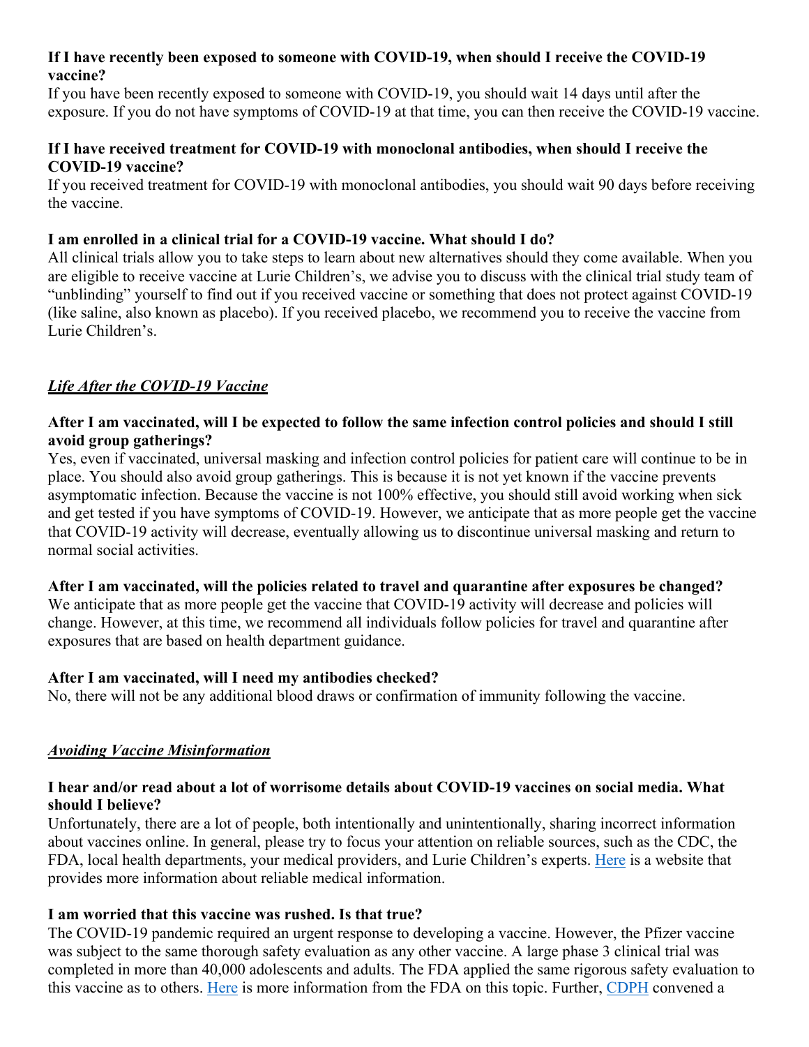**If I have recently been exposed to someone with COVID-19, when should I receive the COVID-19 vaccine?**

If you have been recently exposed to someone with COVID-19, you should wait 14 days until after the exposure. If you do not have symptoms of COVID-19 at that time, you can then receive the COVID-19 vaccine.

**If I have received treatment for COVID-19 with monoclonal antibodies, when should I receive the COVID-19 vaccine?**

If you received treatment for COVID-19 with monoclonal antibodies, you should wait 90 days before receiving the vaccine.

**I am enrolled in a clinical trial for a COVID-19 vaccine. What should I do?**

All clinical trials allow you to take steps to learn about new alternatives should they come available. When you are eligible to receive vaccine at Lurie Children's, we advise you to discuss with the clinical trial study team of "unblinding" yourself to find out if you received vaccine or something that does not protect against COVID-19 (like saline, also known as placebo). If you received placebo, we recommend you to receive the vaccine from Lurie Children's.

## ***Life After the COVID-19 Vaccine***

**After I am vaccinated, will I be expected to follow the same infection control policies and should I still avoid group gatherings?**

Yes, even if vaccinated, universal masking and infection control policies for patient care will continue to be in place. You should also avoid group gatherings. This is because it is not yet known if the vaccine prevents asymptomatic infection. Because the vaccine is not 100% effective, you should still avoid working when sick and get tested if you have symptoms of COVID-19. However, we anticipate that as more people get the vaccine that COVID-19 activity will decrease, eventually allowing us to discontinue universal masking and return to normal social activities.

**After I am vaccinated, will the policies related to travel and quarantine after exposures be changed?**

We anticipate that as more people get the vaccine that COVID-19 activity will decrease and policies will change. However, at this time, we recommend all individuals follow policies for travel and quarantine after exposures that are based on health department guidance.

**After I am vaccinated, will I need my antibodies checked?**

No, there will not be any additional blood draws or confirmation of immunity following the vaccine.

## ***Avoiding Vaccine Misinformation***

**I hear and/or read about a lot of worrisome details about COVID-19 vaccines on social media. What should I believe?**

Unfortunately, there are a lot of people, both intentionally and unintentionally, sharing incorrect information about vaccines online. In general, please try to focus your attention on reliable sources, such as the CDC, the FDA, local health departments, your medical providers, and Lurie Children's experts. Here is a website that provides more information about reliable medical information.

**I am worried that this vaccine was rushed. Is that true?**

The COVID-19 pandemic required an urgent response to developing a vaccine. However, the Pfizer vaccine was subject to the same thorough safety evaluation as any other vaccine. A large phase 3 clinical trial was completed in more than 40,000 adolescents and adults. The FDA applied the same rigorous safety evaluation to this vaccine as to others. Here is more information from the FDA on this topic. Further, CDPH convened a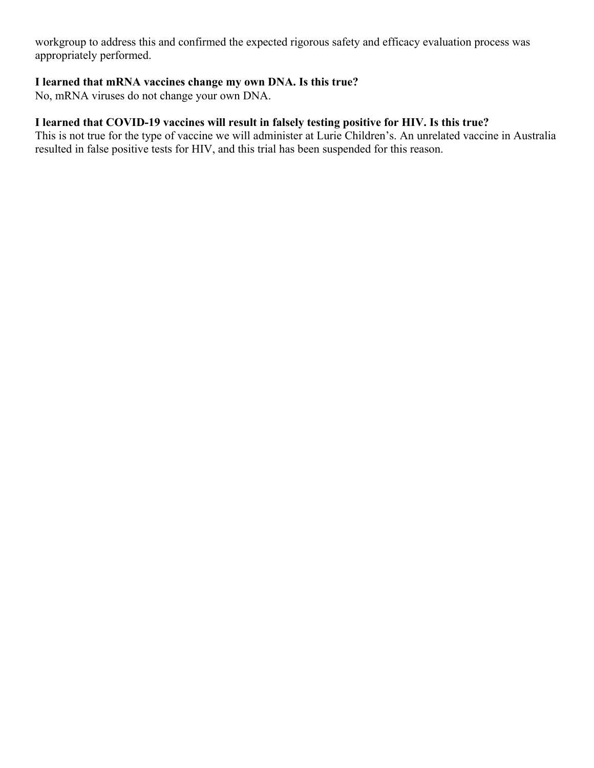workgroup to address this and confirmed the expected rigorous safety and efficacy evaluation process was appropriately performed.

**I learned that mRNA vaccines change my own DNA. Is this true?**
No, mRNA viruses do not change your own DNA.

**I learned that COVID-19 vaccines will result in falsely testing positive for HIV. Is this true?**
This is not true for the type of vaccine we will administer at Lurie Children's. An unrelated vaccine in Australia resulted in false positive tests for HIV, and this trial has been suspended for this reason.